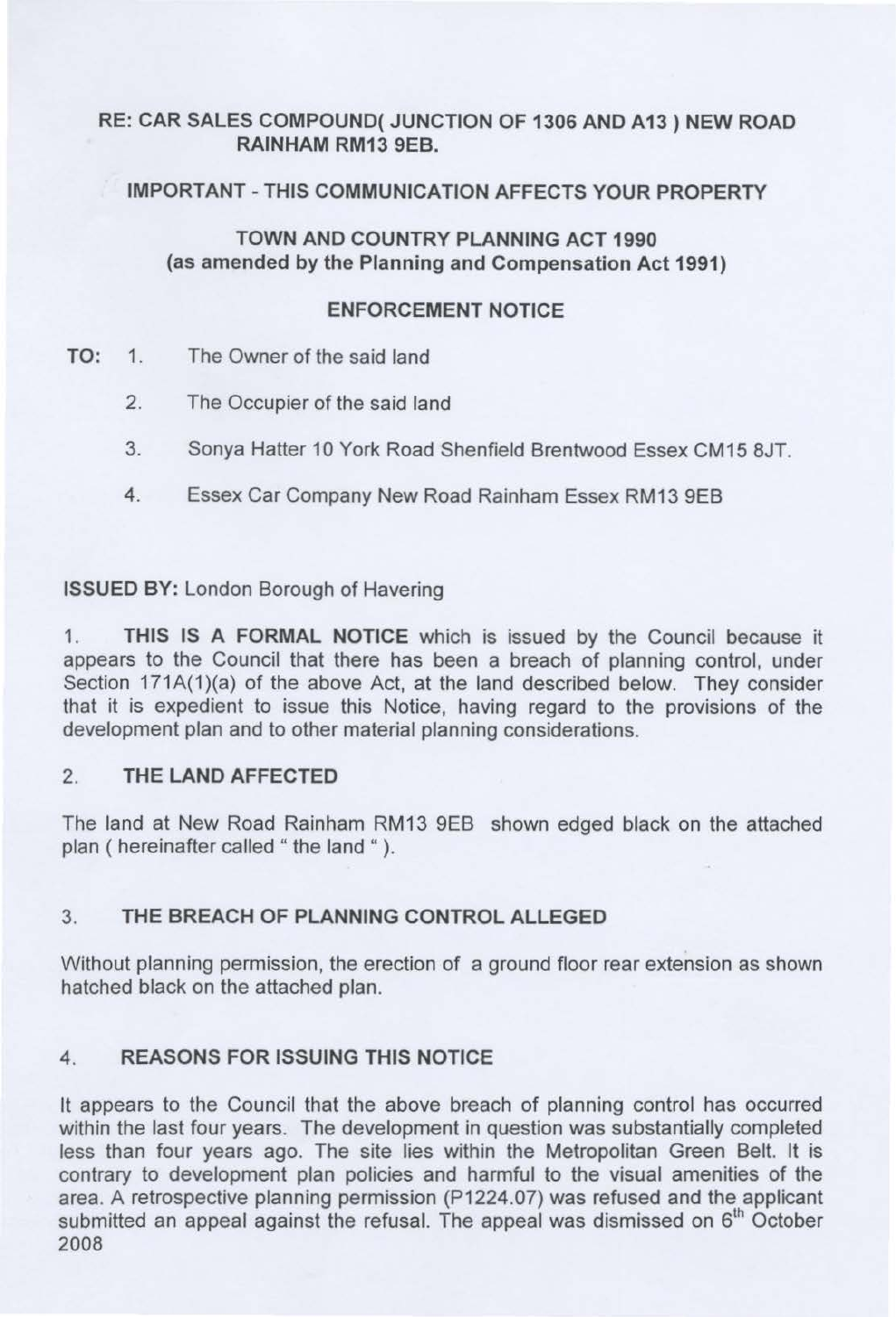**RE: CAR SALES COMPOUND( JUNCTION OF 1306 AND A13 ) NEW ROAD RAINHAM RM13 9EB.**

**IMPORTANT - THIS COMMUNICATION AFFECTS YOUR PROPERTY**

**TOWN AND COUNTRY PLANNING ACT 1990**
**(as amended by the Planning and Compensation Act 1991)**

**ENFORCEMENT NOTICE**

**TO:**

1. The Owner of the said land
2. The Occupier of the said land
3. Sonya Hatter 10 York Road Shenfield Brentwood Essex CM15 8JT.
4. Essex Car Company New Road Rainham Essex RM13 9EB

**ISSUED BY:** London Borough of Havering

1. **THIS IS A FORMAL NOTICE** which is issued by the Council because it appears to the Council that there has been a breach of planning control, under Section 171A(1)(a) of the above Act, at the land described below. They consider that it is expedient to issue this Notice, having regard to the provisions of the development plan and to other material planning considerations.

## 2. THE LAND AFFECTED

The land at New Road Rainham RM13 9EB shown edged black on the attached plan ( hereinafter called " the land " ).

## 3. THE BREACH OF PLANNING CONTROL ALLEGED

Without planning permission, the erection of a ground floor rear extension as shown hatched black on the attached plan.

## 4. REASONS FOR ISSUING THIS NOTICE

It appears to the Council that the above breach of planning control has occurred within the last four years. The development in question was substantially completed less than four years ago. The site lies within the Metropolitan Green Belt. It is contrary to development plan policies and harmful to the visual amenities of the area. A retrospective planning permission (P1224.07) was refused and the applicant submitted an appeal against the refusal. The appeal was dismissed on 6th October 2008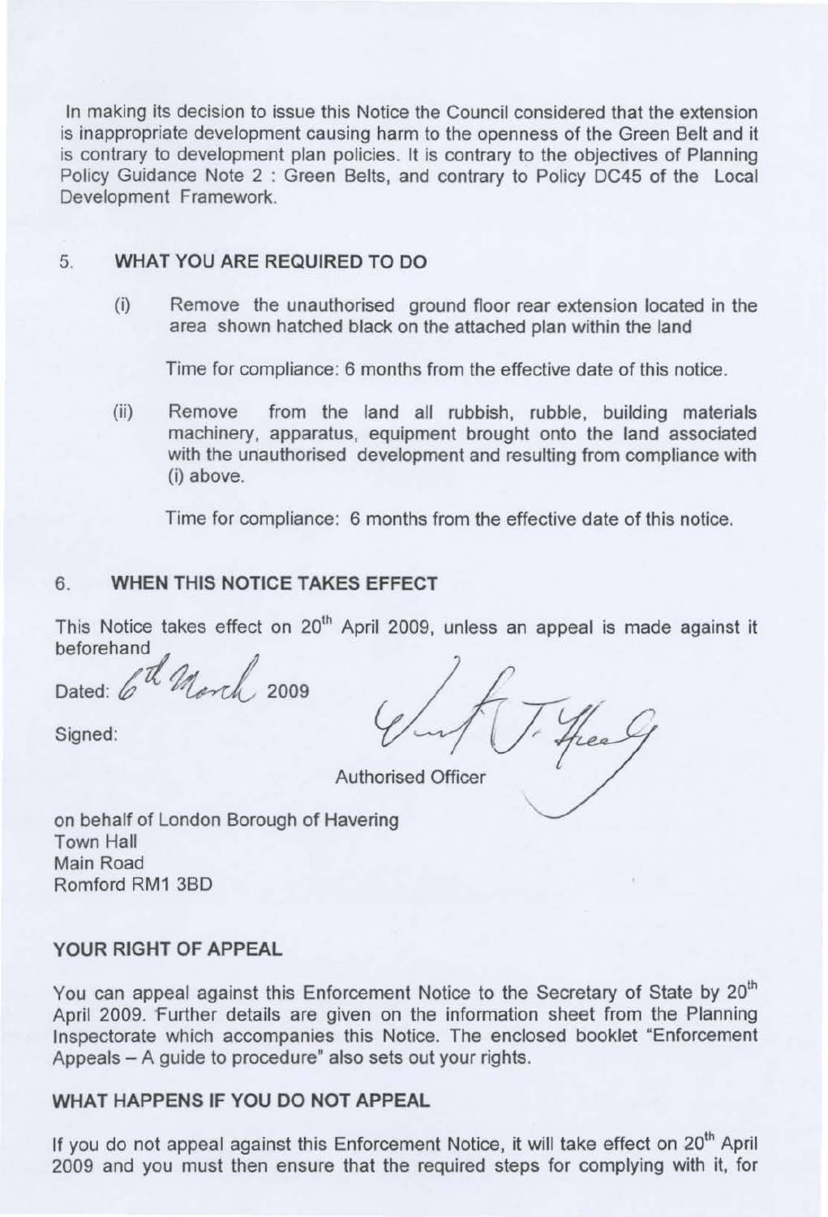In making its decision to issue this Notice the Council considered that the extension is inappropriate development causing harm to the openness of the Green Belt and it is contrary to development plan policies. It is contrary to the objectives of Planning Policy Guidance Note 2 : Green Belts, and contrary to Policy DC45 of the Local Development Framework.

## 5. WHAT YOU ARE REQUIRED TO DO

(i) Remove the unauthorised ground floor rear extension located in the area shown hatched black on the attached plan within the land

Time for compliance: 6 months from the effective date of this notice.

(ii) Remove from the land all rubbish, rubble, building materials machinery, apparatus, equipment brought onto the land associated with the unauthorised development and resulting from compliance with (i) above.

Time for compliance: 6 months from the effective date of this notice.

## 6. WHEN THIS NOTICE TAKES EFFECT

This Notice takes effect on 20th April 2009, unless an appeal is made against it beforehand

Dated: 6th March 2009

Signed:

Authorised Officer

on behalf of London Borough of Havering
Town Hall
Main Road
Romford RM1 3BD

### YOUR RIGHT OF APPEAL

You can appeal against this Enforcement Notice to the Secretary of State by 20th April 2009. Further details are given on the information sheet from the Planning Inspectorate which accompanies this Notice. The enclosed booklet "Enforcement Appeals – A guide to procedure" also sets out your rights.

### WHAT HAPPENS IF YOU DO NOT APPEAL

If you do not appeal against this Enforcement Notice, it will take effect on 20th April 2009 and you must then ensure that the required steps for complying with it, for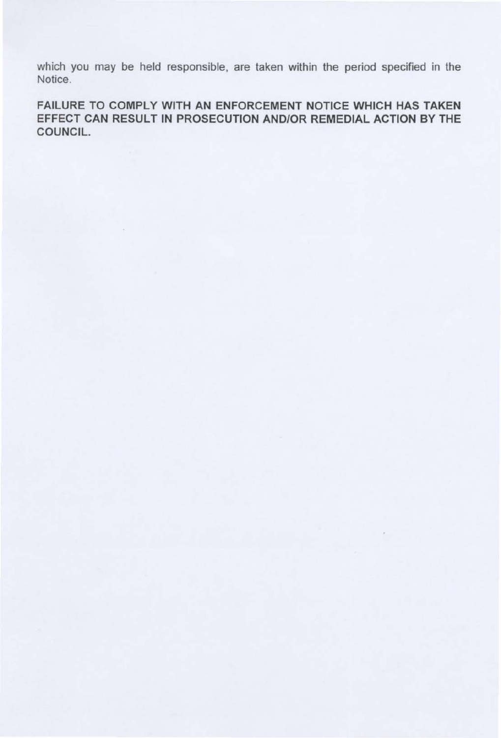which you may be held responsible, are taken within the period specified in the Notice.

**FAILURE TO COMPLY WITH AN ENFORCEMENT NOTICE WHICH HAS TAKEN EFFECT CAN RESULT IN PROSECUTION AND/OR REMEDIAL ACTION BY THE COUNCIL.**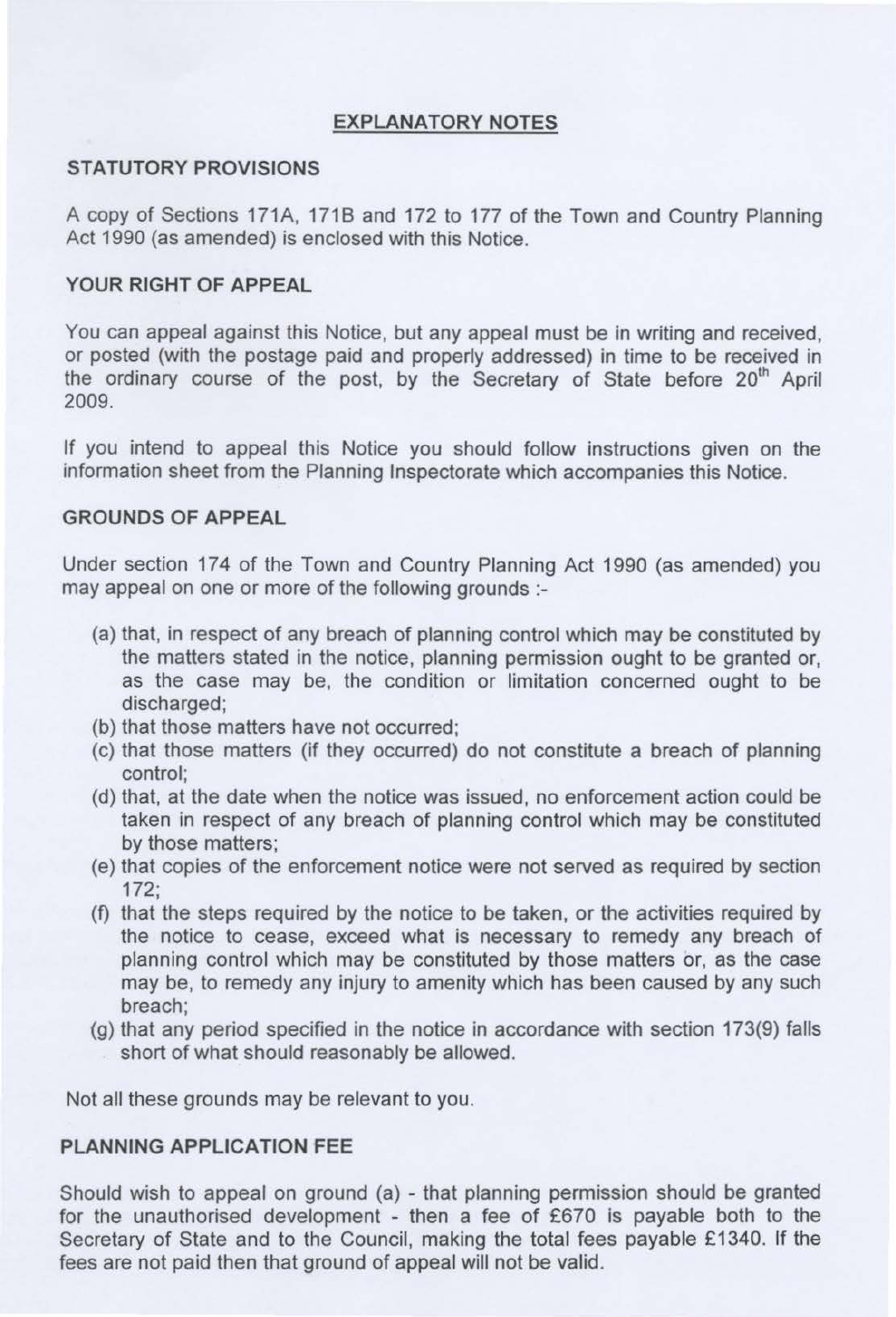## EXPLANATORY NOTES

### STATUTORY PROVISIONS

A copy of Sections 171A, 171B and 172 to 177 of the Town and Country Planning Act 1990 (as amended) is enclosed with this Notice.

### YOUR RIGHT OF APPEAL

You can appeal against this Notice, but any appeal must be in writing and received, or posted (with the postage paid and properly addressed) in time to be received in the ordinary course of the post, by the Secretary of State before 20th April 2009.

If you intend to appeal this Notice you should follow instructions given on the information sheet from the Planning Inspectorate which accompanies this Notice.

### GROUNDS OF APPEAL

Under section 174 of the Town and Country Planning Act 1990 (as amended) you may appeal on one or more of the following grounds :-

(a) that, in respect of any breach of planning control which may be constituted by the matters stated in the notice, planning permission ought to be granted or, as the case may be, the condition or limitation concerned ought to be discharged;
(b) that those matters have not occurred;
(c) that those matters (if they occurred) do not constitute a breach of planning control;
(d) that, at the date when the notice was issued, no enforcement action could be taken in respect of any breach of planning control which may be constituted by those matters;
(e) that copies of the enforcement notice were not served as required by section 172;
(f) that the steps required by the notice to be taken, or the activities required by the notice to cease, exceed what is necessary to remedy any breach of planning control which may be constituted by those matters or, as the case may be, to remedy any injury to amenity which has been caused by any such breach;
(g) that any period specified in the notice in accordance with section 173(9) falls short of what should reasonably be allowed.

Not all these grounds may be relevant to you.

### PLANNING APPLICATION FEE

Should wish to appeal on ground (a) - that planning permission should be granted for the unauthorised development - then a fee of £670 is payable both to the Secretary of State and to the Council, making the total fees payable £1340. If the fees are not paid then that ground of appeal will not be valid.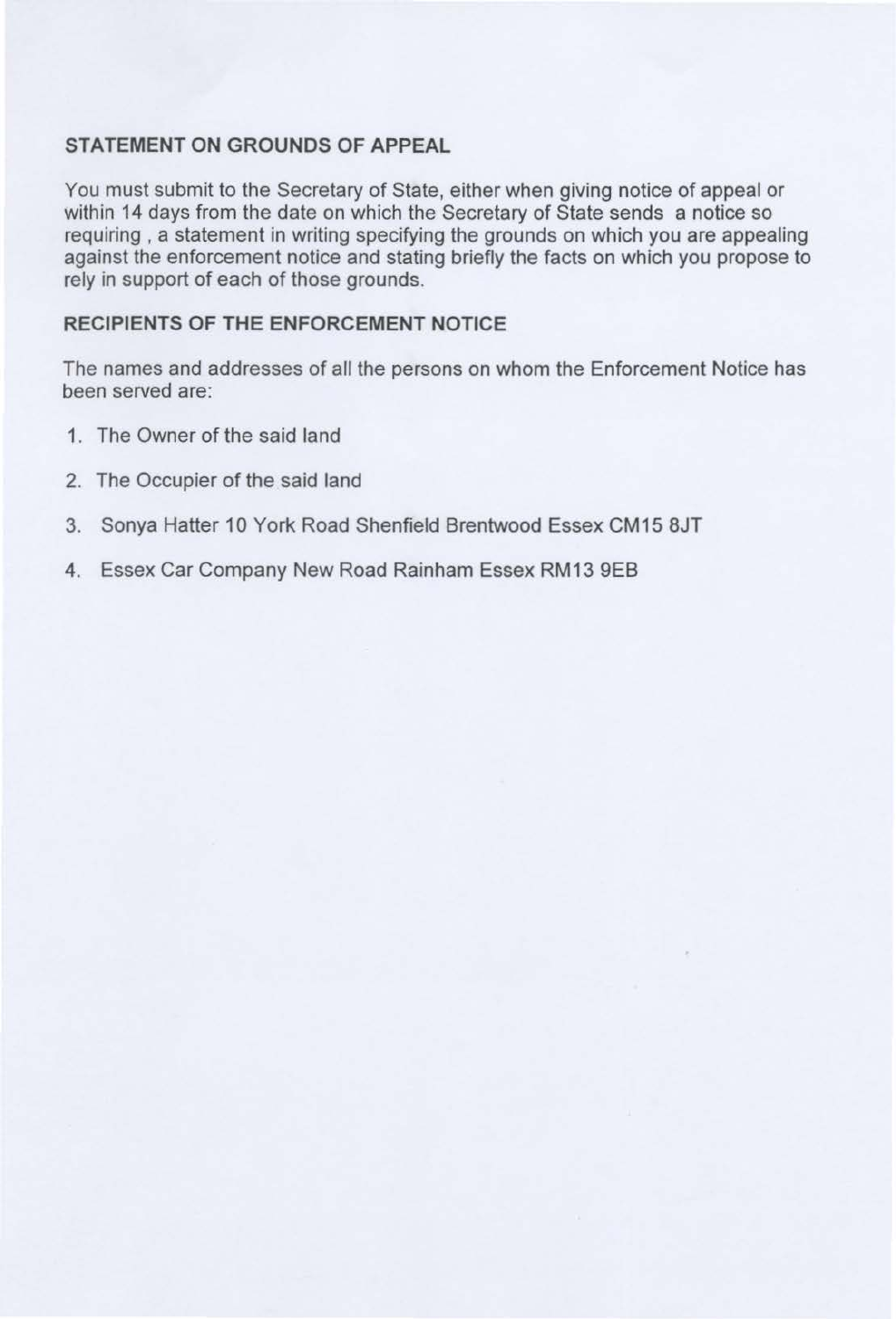## STATEMENT ON GROUNDS OF APPEAL

You must submit to the Secretary of State, either when giving notice of appeal or within 14 days from the date on which the Secretary of State sends a notice so requiring , a statement in writing specifying the grounds on which you are appealing against the enforcement notice and stating briefly the facts on which you propose to rely in support of each of those grounds.

## RECIPIENTS OF THE ENFORCEMENT NOTICE

The names and addresses of all the persons on whom the Enforcement Notice has been served are:

1. The Owner of the said land
2. The Occupier of the said land
3. Sonya Hatter 10 York Road Shenfield Brentwood Essex CM15 8JT
4. Essex Car Company New Road Rainham Essex RM13 9EB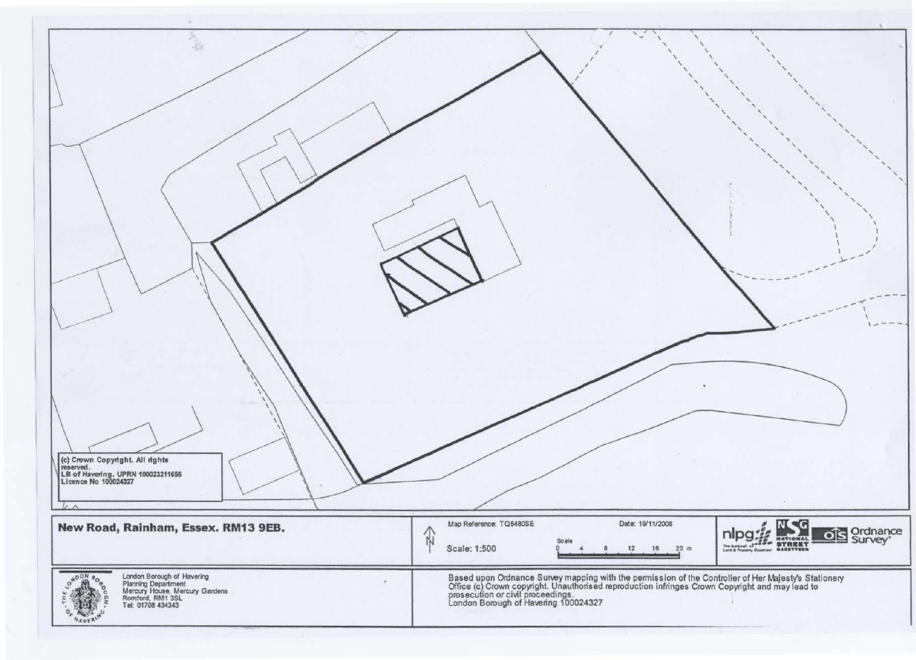(c) Crown Copyright. All rights reserved.
LB of Havering. UPRN 100023211656
Licence No 100024327

**New Road, Rainham, Essex. RM13 9EB.**

N

Map Reference: TQ5480SE

Date: 19/11/2008

Scale: 1:500

Scale

0 4 8 12 16 20 m

nlpg The National Land & Property Gazetteer

NSG NATIONAL STREET GAZETTEER

OS Ordnance Survey

London Borough of Havering
Planning Department
Mercury House, Mercury Gardens
Romford, RM1 3SL
Tel: 01708 434343

Based upon Ordnance Survey mapping with the permission of the Controller of Her Majesty's Stationery Office (c) Crown copyright. Unauthorised reproduction infringes Crown Copyright and may lead to prosecution or civil proceedings.
London Borough of Havering 100024327